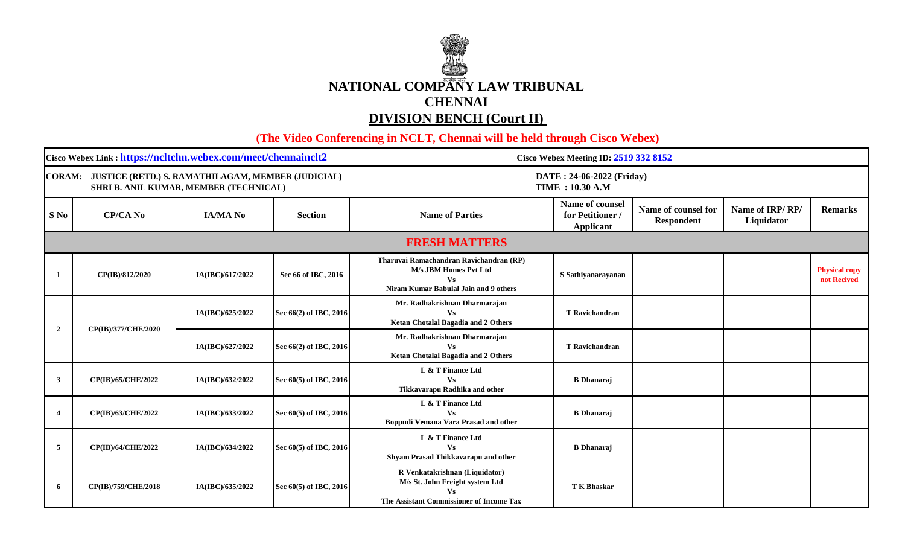# NATIONAL COMPANY LAW TRIBUNAL

## CHENNAI

## DIVISION BENCH (Court II)

**(The Video Conferencing in NCLT, Chennai will be held through Cisco Webex)**

**Cisco Webex Link : https://ncltchn.webex.com/meet/chennainclt2**

**Cisco Webex Meeting ID: 2519 332 8152**

**CORAM: JUSTICE (RETD.) S. RAMATHILAGAM, MEMBER (JUDICIAL)**
**SHRI B. ANIL KUMAR, MEMBER (TECHNICAL)**

**DATE : 24-06-2022 (Friday)**
**TIME : 10.30 A.M**

| S No | CP/CA No | IA/MA No | Section | Name of Parties | Name of counsel for Petitioner / Applicant | Name of counsel for Respondent | Name of IRP/ RP/ Liquidator | Remarks |
|---|---|---|---|---|---|---|---|---|
| **FRESH MATTERS** | | | | | | | | |
| 1 | CP(IB)/812/2020 | IA(IBC)/617/2022 | Sec 66 of IBC, 2016 | Tharuvai Ramachandran Ravichandran (RP) M/s JBM Homes Pvt Ltd Vs Niram Kumar Babulal Jain and 9 others | S Sathiyanarayanan | | | Physical copy not Recived |
| 2 | CP(IB)/377/CHE/2020 | IA(IBC)/625/2022 | Sec 66(2) of IBC, 2016 | Mr. Radhakrishnan Dharmarajan Vs Ketan Chotalal Bagadia and 2 Others | T Ravichandran | | | |
| | | IA(IBC)/627/2022 | Sec 66(2) of IBC, 2016 | Mr. Radhakrishnan Dharmarajan Vs Ketan Chotalal Bagadia and 2 Others | T Ravichandran | | | |
| 3 | CP(IB)/65/CHE/2022 | IA(IBC)/632/2022 | Sec 60(5) of IBC, 2016 | L & T Finance Ltd Vs Tikkavarapu Radhika and other | B Dhanaraj | | | |
| 4 | CP(IB)/63/CHE/2022 | IA(IBC)/633/2022 | Sec 60(5) of IBC, 2016 | L & T Finance Ltd Vs Boppudi Vemana Vara Prasad and other | B Dhanaraj | | | |
| 5 | CP(IB)/64/CHE/2022 | IA(IBC)/634/2022 | Sec 60(5) of IBC, 2016 | L & T Finance Ltd Vs Shyam Prasad Thikkavarapu and other | B Dhanaraj | | | |
| 6 | CP(IB)/759/CHE/2018 | IA(IBC)/635/2022 | Sec 60(5) of IBC, 2016 | R Venkatakrishnan (Liquidator) M/s St. John Freight system Ltd Vs The Assistant Commissioner of Income Tax | T K Bhaskar | | | |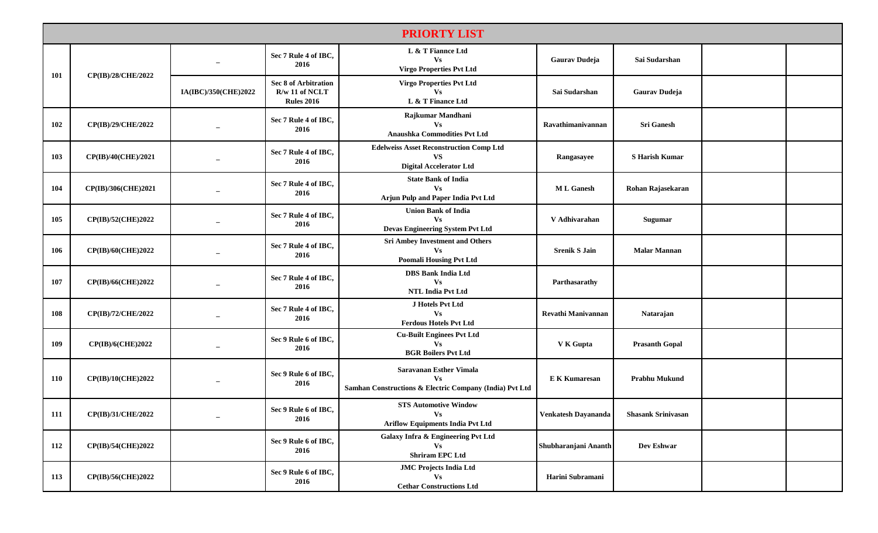# PRIORTY LIST

| | | | | | | | | |
|---|---|---|---|---|---|---|---|---|
| 101 | CP(IB)/28/CHE/2022 | – | Sec 7 Rule 4 of IBC, 2016 | L & T Fiannce Ltd<br>Vs<br>Virgo Properties Pvt Ltd | Gaurav Dudeja | Sai Sudarshan | | |
| | | IA(IBC)/350(CHE)2022 | Sec 8 of Arbitration R/w 11 of NCLT Rules 2016 | Virgo Properties Pvt Ltd<br>Vs<br>L & T Finance Ltd | Sai Sudarshan | Gaurav Dudeja | | |
| 102 | CP(IB)/29/CHE/2022 | – | Sec 7 Rule 4 of IBC, 2016 | Rajkumar Mandhani<br>Vs<br>Anaushka Commodities Pvt Ltd | Ravathimanivannan | Sri Ganesh | | |
| 103 | CP(IB)/40(CHE)/2021 | – | Sec 7 Rule 4 of IBC, 2016 | Edelweiss Asset Reconstruction Comp Ltd<br>VS<br>Digital Accelerator Ltd | Rangasayee | S Harish Kumar | | |
| 104 | CP(IB)/306(CHE)2021 | – | Sec 7 Rule 4 of IBC, 2016 | State Bank of India<br>Vs<br>Arjun Pulp and Paper India Pvt Ltd | M L Ganesh | Rohan Rajasekaran | | |
| 105 | CP(IB)/52(CHE)2022 | – | Sec 7 Rule 4 of IBC, 2016 | Union Bank of India<br>Vs<br>Devas Engineering System Pvt Ltd | V Adhivarahan | Sugumar | | |
| 106 | CP(IB)/60(CHE)2022 | – | Sec 7 Rule 4 of IBC, 2016 | Sri Ambey Investment and Others<br>Vs<br>Poomali Housing Pvt Ltd | Srenik S Jain | Malar Mannan | | |
| 107 | CP(IB)/66(CHE)2022 | – | Sec 7 Rule 4 of IBC, 2016 | DBS Bank India Ltd<br>Vs<br>NTL India Pvt Ltd | Parthasarathy | | | |
| 108 | CP(IB)/72/CHE/2022 | – | Sec 7 Rule 4 of IBC, 2016 | J Hotels Pvt Ltd<br>Vs<br>Ferdous Hotels Pvt Ltd | Revathi Manivannan | Natarajan | | |
| 109 | CP(IB)/6(CHE)2022 | – | Sec 9 Rule 6 of IBC, 2016 | Cu-Built Enginees Pvt Ltd<br>Vs<br>BGR Boilers Pvt Ltd | V K Gupta | Prasanth Gopal | | |
| 110 | CP(IB)/10(CHE)2022 | – | Sec 9 Rule 6 of IBC, 2016 | Saravanan Esther Vimala<br>Vs<br>Samhan Constructions & Electric Company (India) Pvt Ltd | E K Kumaresan | Prabhu Mukund | | |
| 111 | CP(IB)/31/CHE/2022 | – | Sec 9 Rule 6 of IBC, 2016 | STS Automotive Window<br>Vs<br>Ariflow Equipments India Pvt Ltd | Venkatesh Dayananda | Shasank Srinivasan | | |
| 112 | CP(IB)/54(CHE)2022 | | Sec 9 Rule 6 of IBC, 2016 | Galaxy Infra & Engineering Pvt Ltd<br>Vs<br>Shriram EPC Ltd | Shubharanjani Ananth | Dev Eshwar | | |
| 113 | CP(IB)/56(CHE)2022 | | Sec 9 Rule 6 of IBC, 2016 | JMC Projects India Ltd<br>Vs<br>Cethar Constructions Ltd | Harini Subramani | | | |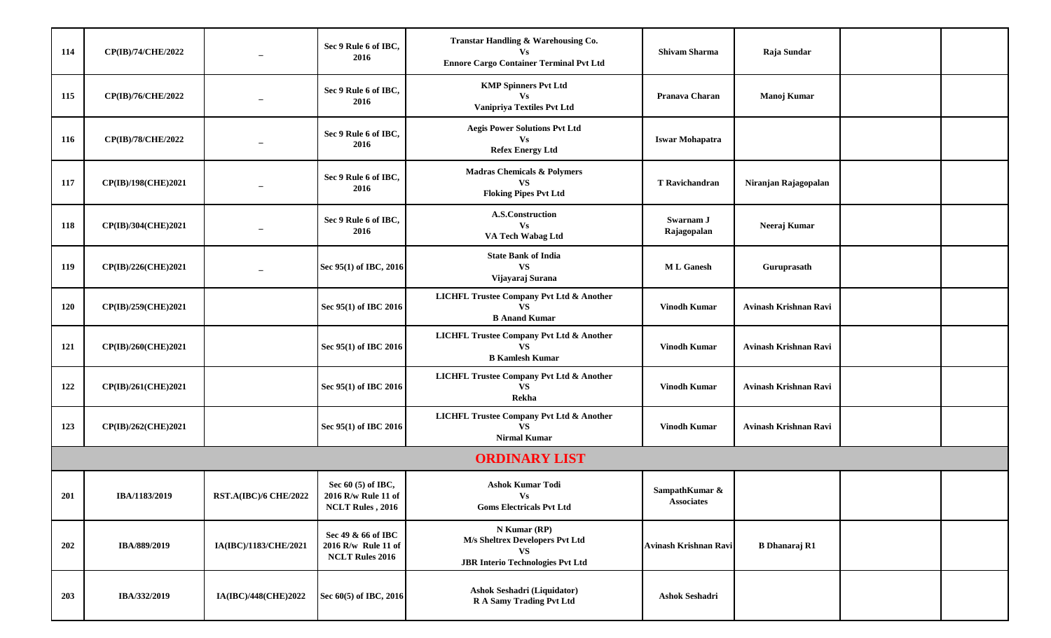| 114 | CP(IB)/74/CHE/2022 | _ | Sec 9 Rule 6 of IBC, 2016 | Transtar Handling & Warehousing Co.<br>Vs<br>Ennore Cargo Container Terminal Pvt Ltd | Shivam Sharma | Raja Sundar | | |
|---|---|---|---|---|---|---|---|---|
| 115 | CP(IB)/76/CHE/2022 | _ | Sec 9 Rule 6 of IBC, 2016 | KMP Spinners Pvt Ltd<br>Vs<br>Vanipriya Textiles Pvt Ltd | Pranava Charan | Manoj Kumar | | |
| 116 | CP(IB)/78/CHE/2022 | _ | Sec 9 Rule 6 of IBC, 2016 | Aegis Power Solutions Pvt Ltd<br>Vs<br>Refex Energy Ltd | Iswar Mohapatra | | | |
| 117 | CP(IB)/198(CHE)2021 | _ | Sec 9 Rule 6 of IBC, 2016 | Madras Chemicals & Polymers<br>VS<br>Floking Pipes Pvt Ltd | T Ravichandran | Niranjan Rajagopalan | | |
| 118 | CP(IB)/304(CHE)2021 | _ | Sec 9 Rule 6 of IBC, 2016 | A.S.Construction<br>Vs<br>VA Tech Wabag Ltd | Swarnam J Rajagopalan | Neeraj Kumar | | |
| 119 | CP(IB)/226(CHE)2021 | _ | Sec 95(1) of IBC, 2016 | State Bank of India<br>VS<br>Vijayaraj Surana | M L Ganesh | Guruprasath | | |
| 120 | CP(IB)/259(CHE)2021 | | Sec 95(1) of IBC 2016 | LICHFL Trustee Company Pvt Ltd & Another<br>VS<br>B Anand Kumar | Vinodh Kumar | Avinash Krishnan Ravi | | |
| 121 | CP(IB)/260(CHE)2021 | | Sec 95(1) of IBC 2016 | LICHFL Trustee Company Pvt Ltd & Another<br>VS<br>B Kamlesh Kumar | Vinodh Kumar | Avinash Krishnan Ravi | | |
| 122 | CP(IB)/261(CHE)2021 | | Sec 95(1) of IBC 2016 | LICHFL Trustee Company Pvt Ltd & Another<br>VS<br>Rekha | Vinodh Kumar | Avinash Krishnan Ravi | | |
| 123 | CP(IB)/262(CHE)2021 | | Sec 95(1) of IBC 2016 | LICHFL Trustee Company Pvt Ltd & Another<br>VS<br>Nirmal Kumar | Vinodh Kumar | Avinash Krishnan Ravi | | |
| | | | | **ORDINARY LIST** | | | | |
| 201 | IBA/1183/2019 | RST.A(IBC)/6 CHE/2022 | Sec 60 (5) of IBC, 2016 R/w Rule 11 of NCLT Rules , 2016 | Ashok Kumar Todi<br>Vs<br>Goms Electricals Pvt Ltd | SampathKumar & Associates | | | |
| 202 | IBA/889/2019 | IA(IBC)/1183/CHE/2021 | Sec 49 & 66 of IBC 2016 R/w Rule 11 of NCLT Rules 2016 | N Kumar (RP)<br>M/s Sheltrex Developers Pvt Ltd<br>VS<br>JBR Interio Technologies Pvt Ltd | Avinash Krishnan Ravi | B Dhanaraj R1 | | |
| 203 | IBA/332/2019 | IA(IBC)/448(CHE)2022 | Sec 60(5) of IBC, 2016 | Ashok Seshadri (Liquidator)<br>R A Samy Trading Pvt Ltd | Ashok Seshadri | | | |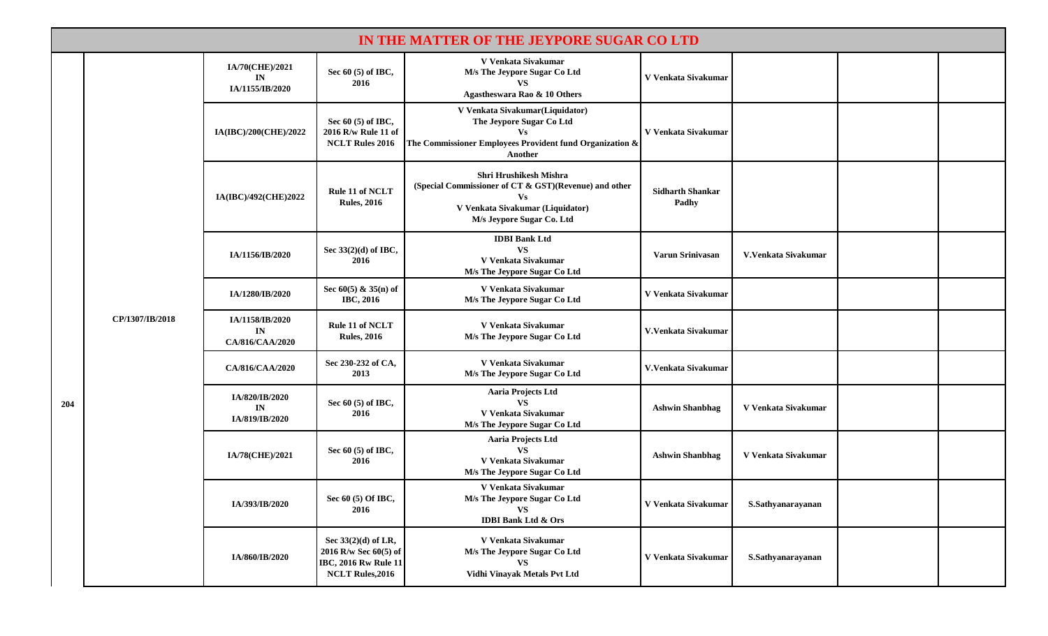| IN THE MATTER OF THE JEYPORE SUGAR CO LTD | | | | | | | | |
|---|---|---|---|---|---|---|---|---|
| 204 | CP/1307/IB/2018 | IA/70(CHE)/2021 IN IA/1155/IB/2020 | Sec 60 (5) of IBC, 2016 | V Venkata Sivakumar M/s The Jeypore Sugar Co Ltd VS Agastheswara Rao & 10 Others | V Venkata Sivakumar | | | |
| | | IA(IBC)/200(CHE)/2022 | Sec 60 (5) of IBC, 2016 R/w Rule 11 of NCLT Rules 2016 | V Venkata Sivakumar(Liquidator) The Jeypore Sugar Co Ltd Vs The Commissioner Employees Provident fund Organization & Another | V Venkata Sivakumar | | | |
| | | IA(IBC)/492(CHE)2022 | Rule 11 of NCLT Rules, 2016 | Shri Hrushikesh Mishra (Special Commissioner of CT & GST)(Revenue) and other Vs V Venkata Sivakumar (Liquidator) M/s Jeypore Sugar Co. Ltd | Sidharth Shankar Padhy | | | |
| | | IA/1156/IB/2020 | Sec 33(2)(d) of IBC, 2016 | IDBI Bank Ltd VS V Venkata Sivakumar M/s The Jeypore Sugar Co Ltd | Varun Srinivasan | V.Venkata Sivakumar | | |
| | | IA/1280/IB/2020 | Sec 60(5) & 35(n) of IBC, 2016 | V Venkata Sivakumar M/s The Jeypore Sugar Co Ltd | V Venkata Sivakumar | | | |
| | | IA/1158/IB/2020 IN CA/816/CAA/2020 | Rule 11 of NCLT Rules, 2016 | V Venkata Sivakumar M/s The Jeypore Sugar Co Ltd | V.Venkata Sivakumar | | | |
| | | CA/816/CAA/2020 | Sec 230-232 of CA, 2013 | V Venkata Sivakumar M/s The Jeypore Sugar Co Ltd | V.Venkata Sivakumar | | | |
| | | IA/820/IB/2020 IN IA/819/IB/2020 | Sec 60 (5) of IBC, 2016 | Aaria Projects Ltd VS V Venkata Sivakumar M/s The Jeypore Sugar Co Ltd | Ashwin Shanbhag | V Venkata Sivakumar | | |
| | | IA/78(CHE)/2021 | Sec 60 (5) of IBC, 2016 | Aaria Projects Ltd VS V Venkata Sivakumar M/s The Jeypore Sugar Co Ltd | Ashwin Shanbhag | V Venkata Sivakumar | | |
| | | IA/393/IB/2020 | Sec 60 (5) Of IBC, 2016 | V Venkata Sivakumar M/s The Jeypore Sugar Co Ltd VS IDBI Bank Ltd & Ors | V Venkata Sivakumar | S.Sathyanarayanan | | |
| | | IA/860/IB/2020 | Sec 33(2)(d) of LR, 2016 R/w Sec 60(5) of IBC, 2016 Rw Rule 11 NCLT Rules,2016 | V Venkata Sivakumar M/s The Jeypore Sugar Co Ltd VS Vidhi Vinayak Metals Pvt Ltd | V Venkata Sivakumar | S.Sathyanarayanan | | |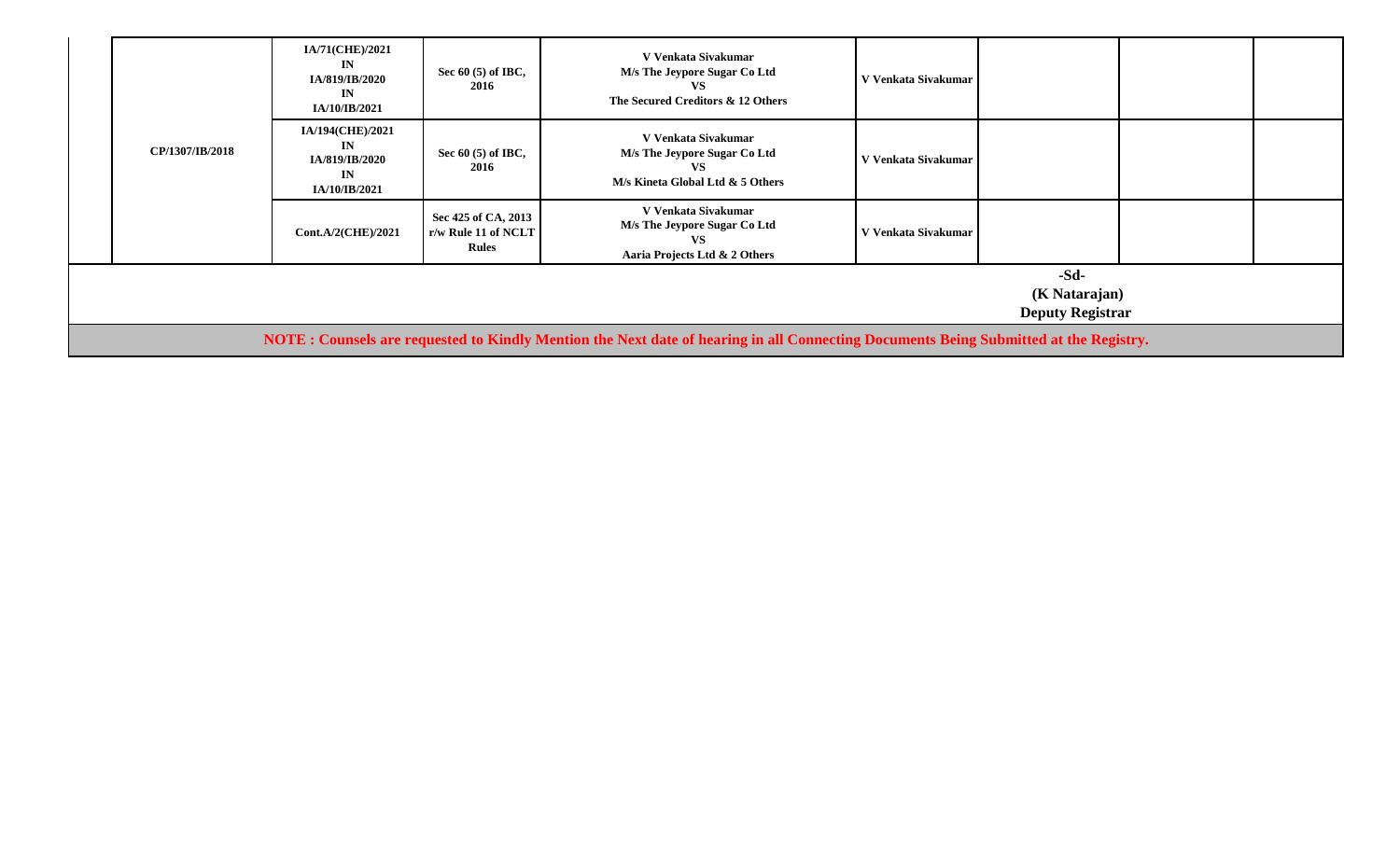| | | | | | | | | |
|---|---|---|---|---|---|---|---|---|
| | CP/1307/IB/2018 | IA/71(CHE)/2021 IN IA/819/IB/2020 IN IA/10/IB/2021 | Sec 60 (5) of IBC, 2016 | V Venkata Sivakumar M/s The Jeypore Sugar Co Ltd VS The Secured Creditors & 12 Others | V Venkata Sivakumar | | | |
| | | IA/194(CHE)/2021 IN IA/819/IB/2020 IN IA/10/IB/2021 | Sec 60 (5) of IBC, 2016 | V Venkata Sivakumar M/s The Jeypore Sugar Co Ltd VS M/s Kineta Global Ltd & 5 Others | V Venkata Sivakumar | | | |
| | | Cont.A/2(CHE)/2021 | Sec 425 of CA, 2013 r/w Rule 11 of NCLT Rules | V Venkata Sivakumar M/s The Jeypore Sugar Co Ltd VS Aaria Projects Ltd & 2 Others | V Venkata Sivakumar | | | |

-Sd-

(K Natarajan)

Deputy Registrar

**NOTE : Counsels are requested to Kindly Mention the Next date of hearing in all Connecting Documents Being Submitted at the Registry.**